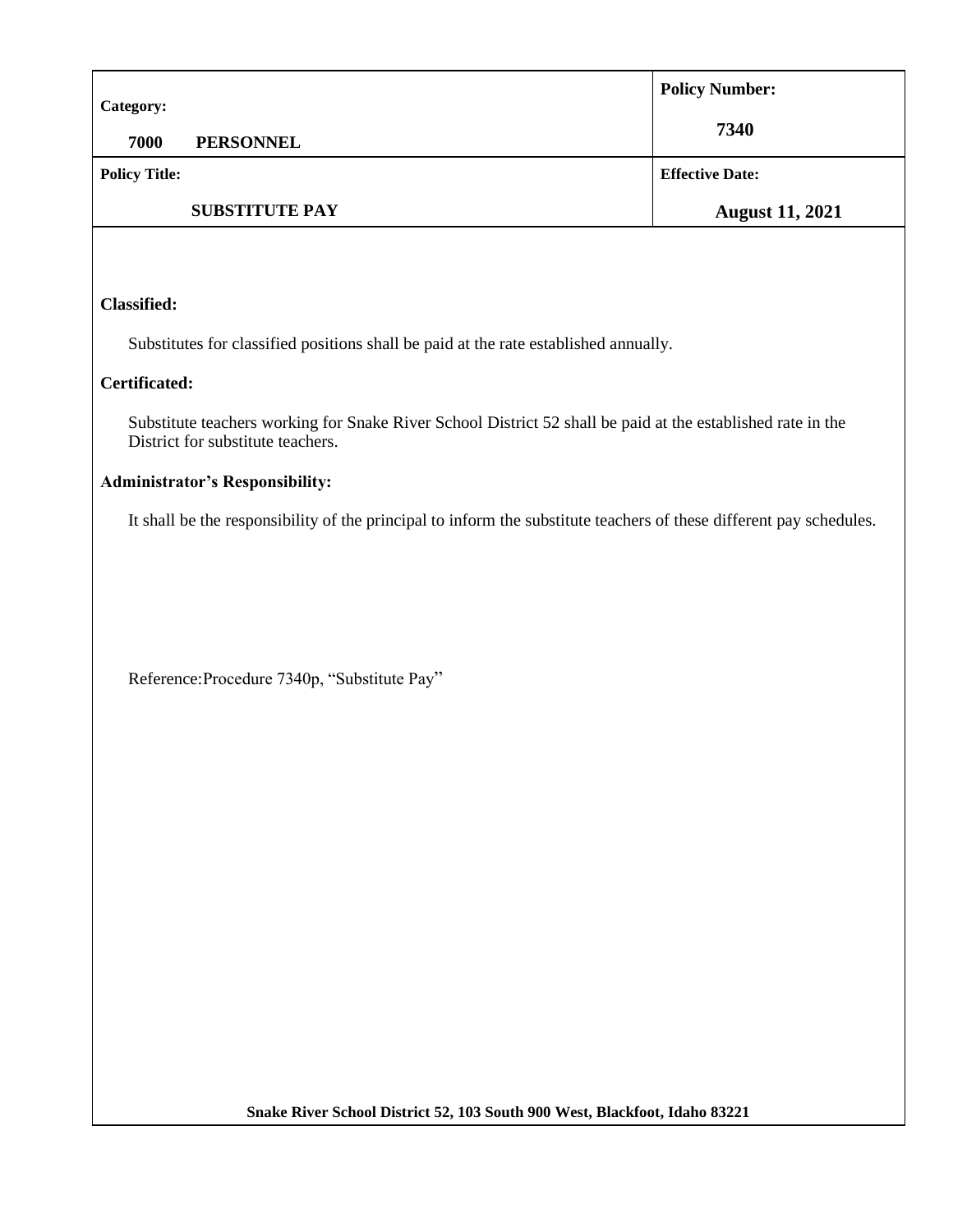| Category: 7000 PERSONNEL | Policy Number: 7340 |
| --- | --- |
| **Policy Title:** SUBSTITUTE PAY | **Effective Date:** August 11, 2021 |

**Classified:**

Substitutes for classified positions shall be paid at the rate established annually.

**Certificated:**

Substitute teachers working for Snake River School District 52 shall be paid at the established rate in the District for substitute teachers.

**Administrator's Responsibility:**

It shall be the responsibility of the principal to inform the substitute teachers of these different pay schedules.

Reference: Procedure 7340p, "Substitute Pay"

**Snake River School District 52, 103 South 900 West, Blackfoot, Idaho 83221**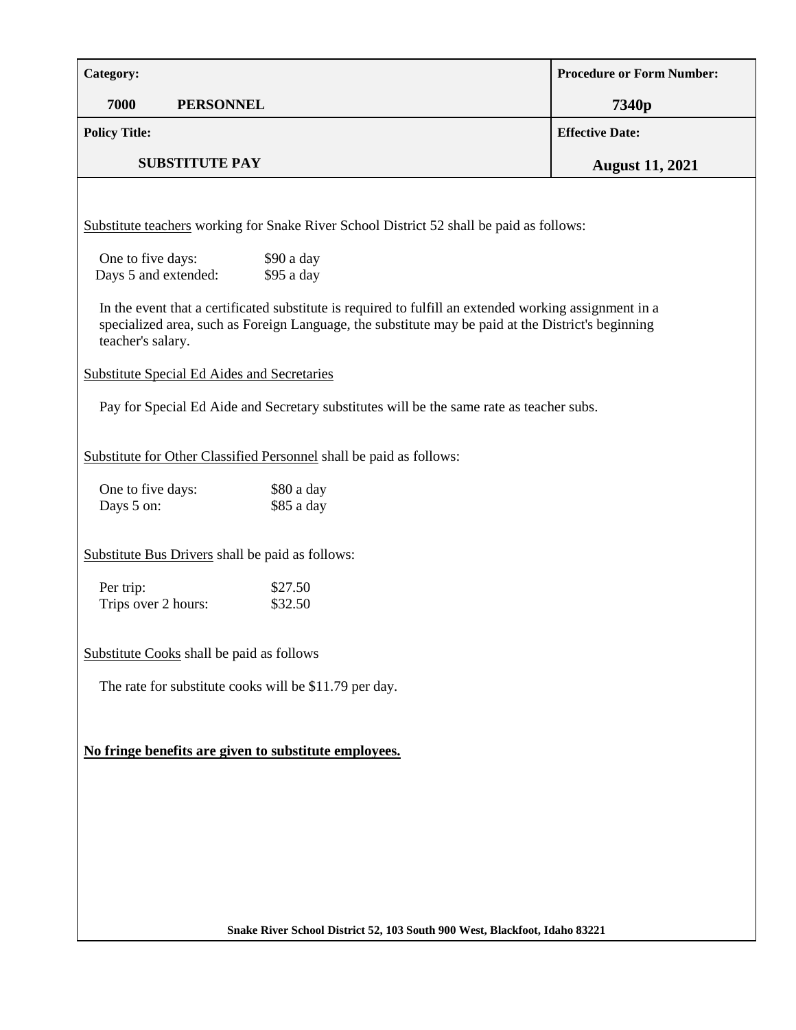| Category: | Procedure or Form Number: |
| --- | --- |
| 7000 PERSONNEL | 7340p |
| **Policy Title:** | **Effective Date:** |
| SUBSTITUTE PAY | August 11, 2021 |

Substitute teachers working for Snake River School District 52 shall be paid as follows:

| | |
| --- | --- |
| One to five days: | $90 a day |
| Days 5 and extended: | $95 a day |

In the event that a certificated substitute is required to fulfill an extended working assignment in a specialized area, such as Foreign Language, the substitute may be paid at the District's beginning teacher's salary.

Substitute Special Ed Aides and Secretaries

Pay for Special Ed Aide and Secretary substitutes will be the same rate as teacher subs.

Substitute for Other Classified Personnel shall be paid as follows:

| | |
| --- | --- |
| One to five days: | $80 a day |
| Days 5 on: | $85 a day |

Substitute Bus Drivers shall be paid as follows:

| | |
| --- | --- |
| Per trip: | $27.50 |
| Trips over 2 hours: | $32.50 |

Substitute Cooks shall be paid as follows

The rate for substitute cooks will be $11.79 per day.

**No fringe benefits are given to substitute employees.**